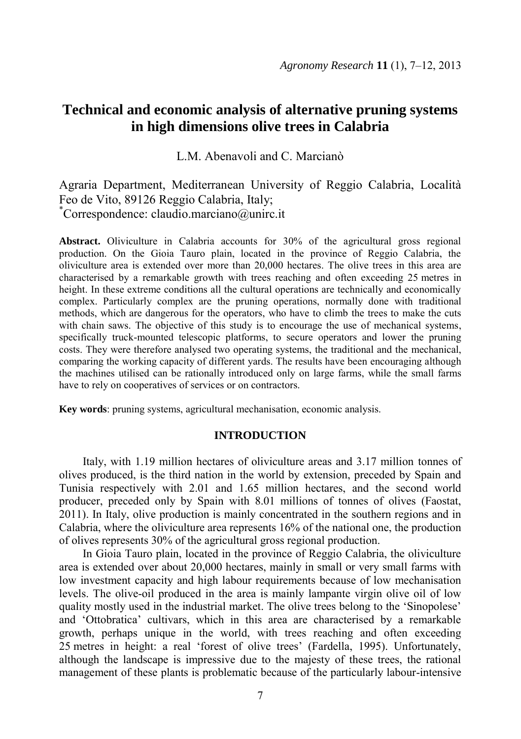# Technical and economic analysis of alternative pruning systems in high dimensions olive trees in Calabria

L.M. Abenavoli and C. Marcianò

Agraria Department, Mediterranean University of Reggio Calabria, Località Feo de Vito, 89126 Reggio Calabria, Italy;
*Correspondence: claudio.marciano@unirc.it

**Abstract.** Oliviculture in Calabria accounts for 30% of the agricultural gross regional production. On the Gioia Tauro plain, located in the province of Reggio Calabria, the oliviculture area is extended over more than 20,000 hectares. The olive trees in this area are characterised by a remarkable growth with trees reaching and often exceeding 25 metres in height. In these extreme conditions all the cultural operations are technically and economically complex. Particularly complex are the pruning operations, normally done with traditional methods, which are dangerous for the operators, who have to climb the trees to make the cuts with chain saws. The objective of this study is to encourage the use of mechanical systems, specifically truck-mounted telescopic platforms, to secure operators and lower the pruning costs. They were therefore analysed two operating systems, the traditional and the mechanical, comparing the working capacity of different yards. The results have been encouraging although the machines utilised can be rationally introduced only on large farms, while the small farms have to rely on cooperatives of services or on contractors.

**Key words**: pruning systems, agricultural mechanisation, economic analysis.

## INTRODUCTION

Italy, with 1.19 million hectares of oliviculture areas and 3.17 million tonnes of olives produced, is the third nation in the world by extension, preceded by Spain and Tunisia respectively with 2.01 and 1.65 million hectares, and the second world producer, preceded only by Spain with 8.01 millions of tonnes of olives (Faostat, 2011). In Italy, olive production is mainly concentrated in the southern regions and in Calabria, where the oliviculture area represents 16% of the national one, the production of olives represents 30% of the agricultural gross regional production.

In Gioia Tauro plain, located in the province of Reggio Calabria, the oliviculture area is extended over about 20,000 hectares, mainly in small or very small farms with low investment capacity and high labour requirements because of low mechanisation levels. The olive-oil produced in the area is mainly lampante virgin olive oil of low quality mostly used in the industrial market. The olive trees belong to the 'Sinopolese' and 'Ottobratica' cultivars, which in this area are characterised by a remarkable growth, perhaps unique in the world, with trees reaching and often exceeding 25 metres in height: a real 'forest of olive trees' (Fardella, 1995). Unfortunately, although the landscape is impressive due to the majesty of these trees, the rational management of these plants is problematic because of the particularly labour-intensive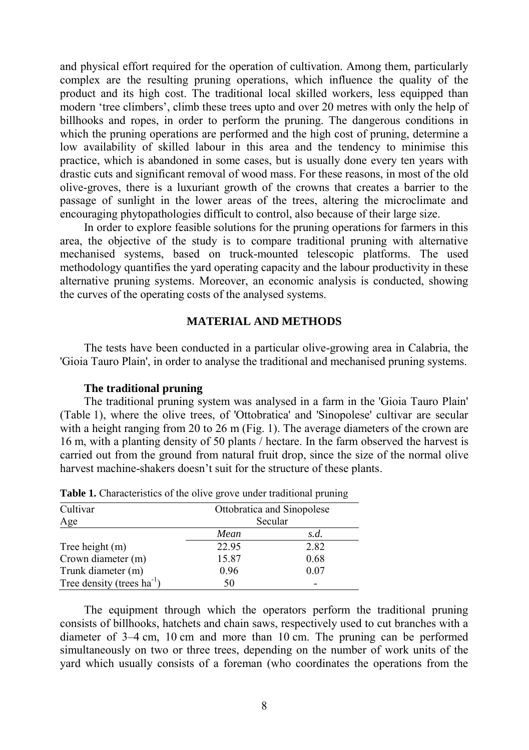and physical effort required for the operation of cultivation. Among them, particularly complex are the resulting pruning operations, which influence the quality of the product and its high cost. The traditional local skilled workers, less equipped than modern 'tree climbers', climb these trees upto and over 20 metres with only the help of billhooks and ropes, in order to perform the pruning. The dangerous conditions in which the pruning operations are performed and the high cost of pruning, determine a low availability of skilled labour in this area and the tendency to minimise this practice, which is abandoned in some cases, but is usually done every ten years with drastic cuts and significant removal of wood mass. For these reasons, in most of the old olive-groves, there is a luxuriant growth of the crowns that creates a barrier to the passage of sunlight in the lower areas of the trees, altering the microclimate and encouraging phytopathologies difficult to control, also because of their large size.

In order to explore feasible solutions for the pruning operations for farmers in this area, the objective of the study is to compare traditional pruning with alternative mechanised systems, based on truck-mounted telescopic platforms. The used methodology quantifies the yard operating capacity and the labour productivity in these alternative pruning systems. Moreover, an economic analysis is conducted, showing the curves of the operating costs of the analysed systems.

## MATERIAL AND METHODS

The tests have been conducted in a particular olive-growing area in Calabria, the 'Gioia Tauro Plain', in order to analyse the traditional and mechanised pruning systems.

### The traditional pruning

The traditional pruning system was analysed in a farm in the 'Gioia Tauro Plain' (Table 1), where the olive trees, of 'Ottobratica' and 'Sinopolese' cultivar are secular with a height ranging from 20 to 26 m (Fig. 1). The average diameters of the crown are 16 m, with a planting density of 50 plants / hectare. In the farm observed the harvest is carried out from the ground from natural fruit drop, since the size of the normal olive harvest machine-shakers doesn't suit for the structure of these plants.

**Table 1.** Characteristics of the olive grove under traditional pruning

| Cultivar | Ottobratica and Sinopolese | |
|---|---|---|
| Age | Secular | |
| | *Mean* | *s.d.* |
| Tree height (m) | 22.95 | 2.82 |
| Crown diameter (m) | 15.87 | 0.68 |
| Trunk diameter (m) | 0.96 | 0.07 |
| Tree density (trees $ha^{-1}$) | 50 | - |

The equipment through which the operators perform the traditional pruning consists of billhooks, hatchets and chain saws, respectively used to cut branches with a diameter of 3–4 cm, 10 cm and more than 10 cm. The pruning can be performed simultaneously on two or three trees, depending on the number of work units of the yard which usually consists of a foreman (who coordinates the operations from the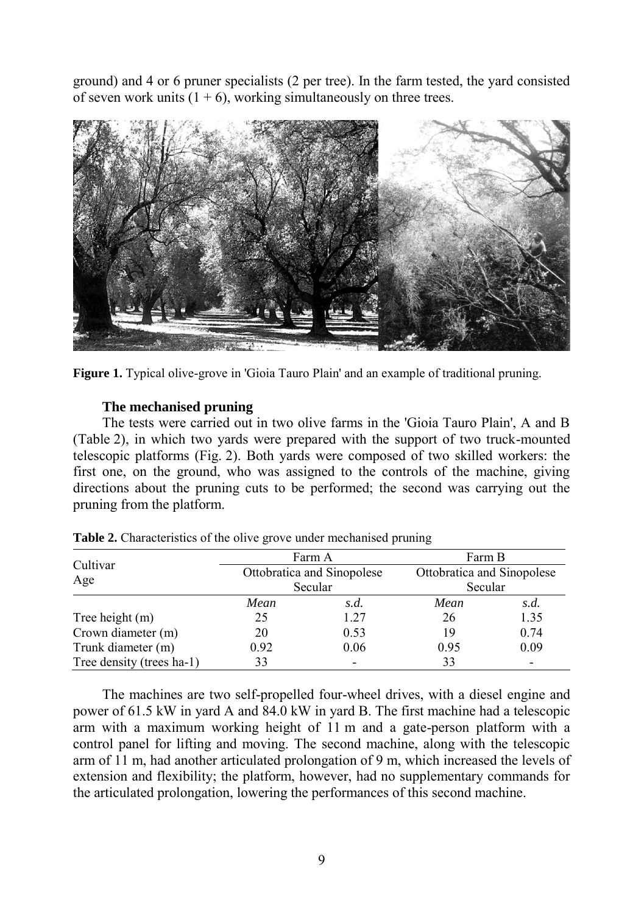ground) and 4 or 6 pruner specialists (2 per tree). In the farm tested, the yard consisted of seven work units (1 + 6), working simultaneously on three trees.

**Figure 1.** Typical olive-grove in 'Gioia Tauro Plain' and an example of traditional pruning.

### The mechanised pruning

The tests were carried out in two olive farms in the 'Gioia Tauro Plain', A and B (Table 2), in which two yards were prepared with the support of two truck-mounted telescopic platforms (Fig. 2). Both yards were composed of two skilled workers: the first one, on the ground, who was assigned to the controls of the machine, giving directions about the pruning cuts to be performed; the second was carrying out the pruning from the platform.

**Table 2.** Characteristics of the olive grove under mechanised pruning

| Cultivar<br>Age | Farm A<br>Ottobratica and Sinopolese<br>Secular | | Farm B<br>Ottobratica and Sinopolese<br>Secular | |
|---|---|---|---|---|
| | *Mean* | *s.d.* | *Mean* | *s.d.* |
| Tree height (m) | 25 | 1.27 | 26 | 1.35 |
| Crown diameter (m) | 20 | 0.53 | 19 | 0.74 |
| Trunk diameter (m) | 0.92 | 0.06 | 0.95 | 0.09 |
| Tree density (trees ha-1) | 33 | - | 33 | - |

The machines are two self-propelled four-wheel drives, with a diesel engine and power of 61.5 kW in yard A and 84.0 kW in yard B. The first machine had a telescopic arm with a maximum working height of 11 m and a gate-person platform with a control panel for lifting and moving. The second machine, along with the telescopic arm of 11 m, had another articulated prolongation of 9 m, which increased the levels of extension and flexibility; the platform, however, had no supplementary commands for the articulated prolongation, lowering the performances of this second machine.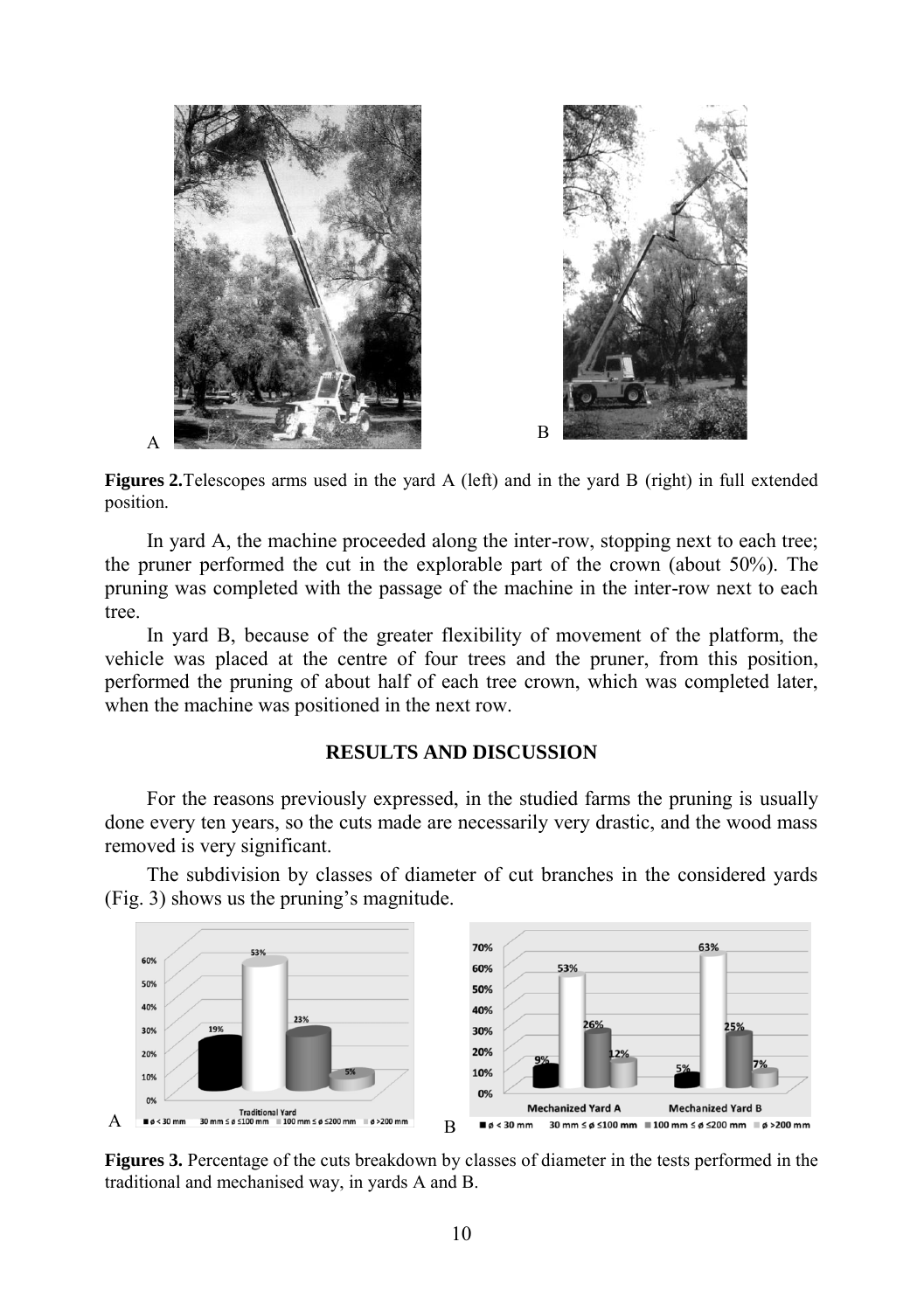**Figures 2.** Telescopes arms used in the yard A (left) and in the yard B (right) in full extended position.

In yard A, the machine proceeded along the inter-row, stopping next to each tree; the pruner performed the cut in the explorable part of the crown (about 50%). The pruning was completed with the passage of the machine in the inter-row next to each tree.

In yard B, because of the greater flexibility of movement of the platform, the vehicle was placed at the centre of four trees and the pruner, from this position, performed the pruning of about half of each tree crown, which was completed later, when the machine was positioned in the next row.

## RESULTS AND DISCUSSION

For the reasons previously expressed, in the studied farms the pruning is usually done every ten years, so the cuts made are necessarily very drastic, and the wood mass removed is very significant.

The subdivision by classes of diameter of cut branches in the considered yards (Fig. 3) shows us the pruning's magnitude.

**Figures 3.** Percentage of the cuts breakdown by classes of diameter in the tests performed in the traditional and mechanised way, in yards A and B.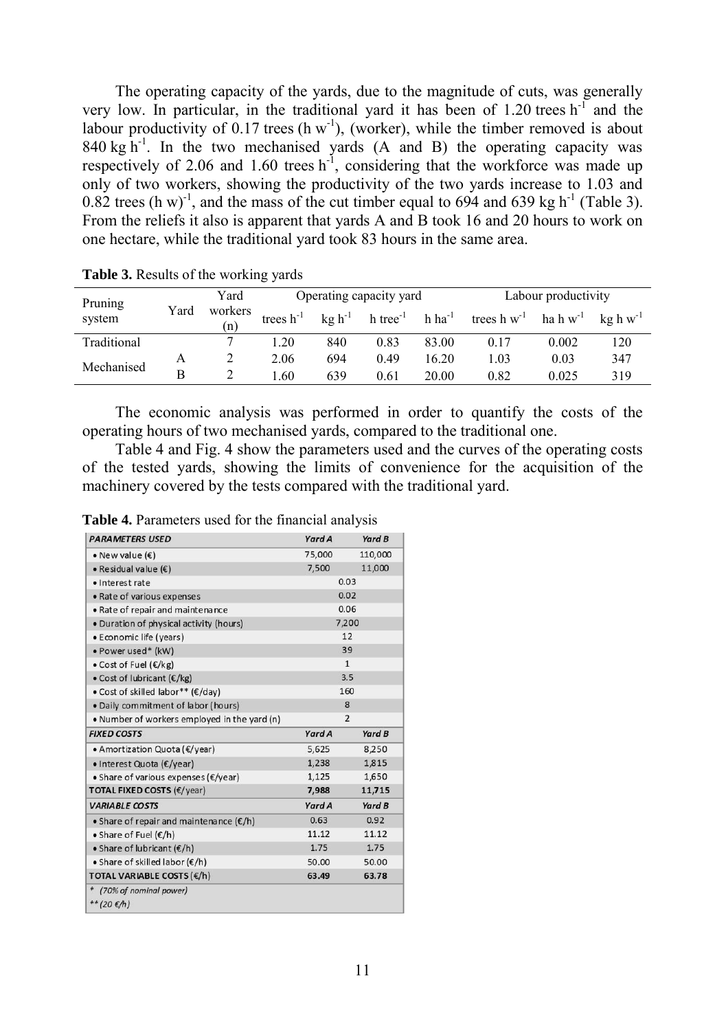The operating capacity of the yards, due to the magnitude of cuts, was generally very low. In particular, in the traditional yard it has been of 1.20 trees $h^{-1}$ and the labour productivity of 0.17 trees (h $w^{-1}$), (worker), while the timber removed is about 840 kg $h^{-1}$. In the two mechanised yards (A and B) the operating capacity was respectively of 2.06 and 1.60 trees $h^{-1}$, considering that the workforce was made up only of two workers, showing the productivity of the two yards increase to 1.03 and 0.82 trees $(h\ w)^{-1}$, and the mass of the cut timber equal to 694 and 639 kg $h^{-1}$ (Table 3). From the reliefs it also is apparent that yards A and B took 16 and 20 hours to work on one hectare, while the traditional yard took 83 hours in the same area.

**Table 3.** Results of the working yards

| Pruning system | Yard | Yard workers (n) | Operating capacity yard | | | | Labour productivity | | |
|---|---|---|---|---|---|---|---|---|---|
| | | | trees $h^{-1}$ | kg $h^{-1}$ | h $tree^{-1}$ | h $ha^{-1}$ | trees h $w^{-1}$ | ha h $w^{-1}$ | kg h $w^{-1}$ |
| Traditional | | 7 | 1.20 | 840 | 0.83 | 83.00 | 0.17 | 0.002 | 120 |
| Mechanised | A | 2 | 2.06 | 694 | 0.49 | 16.20 | 1.03 | 0.03 | 347 |
| | B | 2 | 1.60 | 639 | 0.61 | 20.00 | 0.82 | 0.025 | 319 |

The economic analysis was performed in order to quantify the costs of the operating hours of two mechanised yards, compared to the traditional one.

Table 4 and Fig. 4 show the parameters used and the curves of the operating costs of the tested yards, showing the limits of convenience for the acquisition of the machinery covered by the tests compared with the traditional yard.

**Table 4.** Parameters used for the financial analysis

| **PARAMETERS USED** | **Yard A** | **Yard B** |
|---|---|---|
| • New value (€) | 75,000 | 110,000 |
| • Residual value (€) | 7,500 | 11,000 |
| • Interest rate | 0.03 | |
| • Rate of various expenses | 0.02 | |
| • Rate of repair and maintenance | 0.06 | |
| • Duration of physical activity (hours) | 7,200 | |
| • Economic life (years) | 12 | |
| • Power used* (kW) | 39 | |
| • Cost of Fuel (€/kg) | 1 | |
| • Cost of lubricant (€/kg) | 3.5 | |
| • Cost of skilled labor** (€/day) | 160 | |
| • Daily commitment of labor (hours) | 8 | |
| • Number of workers employed in the yard (n) | 2 | |
| **FIXED COSTS** | **Yard A** | **Yard B** |
| • Amortization Quota (€/year) | 5,625 | 8,250 |
| • Interest Quota (€/year) | 1,238 | 1,815 |
| • Share of various expenses (€/year) | 1,125 | 1,650 |
| **TOTAL FIXED COSTS** (€/year) | **7,988** | **11,715** |
| **VARIABLE COSTS** | **Yard A** | **Yard B** |
| • Share of repair and maintenance (€/h) | 0.63 | 0.92 |
| • Share of Fuel (€/h) | 11.12 | 11.12 |
| • Share of lubricant (€/h) | 1.75 | 1.75 |
| • Share of skilled labor (€/h) | 50.00 | 50.00 |
| **TOTAL VARIABLE COSTS** (€/h) | **63.49** | **63.78** |

*\* (70% of nominal power)*
*\*\* (20 €/h)*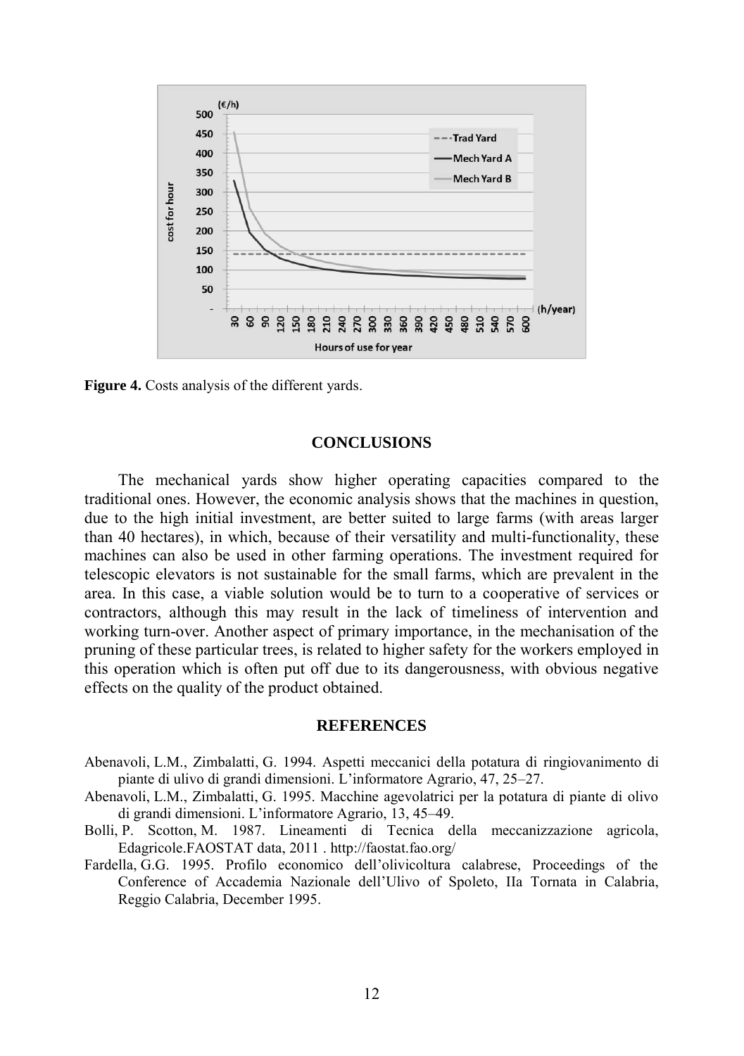(€/h)
500
450
400
350
300
250
200
150
100
50
-

cost for hour

Trad Yard
Mech Yard A
Mech Yard B

30 60 90 120 150 180 210 240 270 300 330 360 390 420 450 480 510 540 570 600

(h/year)

Hours of use for year

**Figure 4.** Costs analysis of the different yards.

## CONCLUSIONS

The mechanical yards show higher operating capacities compared to the traditional ones. However, the economic analysis shows that the machines in question, due to the high initial investment, are better suited to large farms (with areas larger than 40 hectares), in which, because of their versatility and multi-functionality, these machines can also be used in other farming operations. The investment required for telescopic elevators is not sustainable for the small farms, which are prevalent in the area. In this case, a viable solution would be to turn to a cooperative of services or contractors, although this may result in the lack of timeliness of intervention and working turn-over. Another aspect of primary importance, in the mechanisation of the pruning of these particular trees, is related to higher safety for the workers employed in this operation which is often put off due to its dangerousness, with obvious negative effects on the quality of the product obtained.

## REFERENCES

Abenavoli, L.M., Zimbalatti, G. 1994. Aspetti meccanici della potatura di ringiovanimento di piante di ulivo di grandi dimensioni. L'informatore Agrario, 47, 25–27.

Abenavoli, L.M., Zimbalatti, G. 1995. Macchine agevolatrici per la potatura di piante di olivo di grandi dimensioni. L'informatore Agrario, 13, 45–49.

Bolli, P. Scotton, M. 1987. Lineamenti di Tecnica della meccanizzazione agricola, Edagricole.FAOSTAT data, 2011 . http://faostat.fao.org/

Fardella, G.G. 1995. Profilo economico dell'olivicoltura calabrese, Proceedings of the Conference of Accademia Nazionale dell'Ulivo of Spoleto, IIa Tornata in Calabria, Reggio Calabria, December 1995.